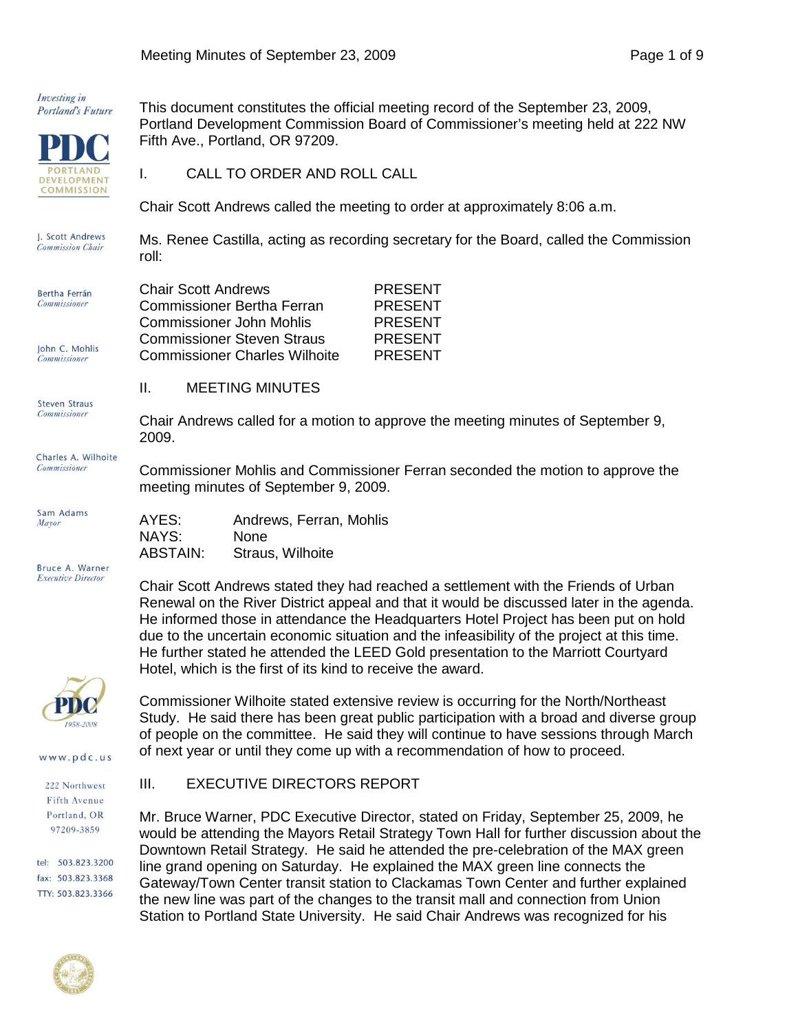This document constitutes the official meeting record of the September 23, 2009, Portland Development Commission Board of Commissioner's meeting held at 222 NW Fifth Ave., Portland, OR 97209.

## I. CALL TO ORDER AND ROLL CALL

Chair Scott Andrews called the meeting to order at approximately 8:06 a.m.

Ms. Renee Castilla, acting as recording secretary for the Board, called the Commission roll:

| | |
|---|---|
| Chair Scott Andrews | PRESENT |
| Commissioner Bertha Ferran | PRESENT |
| Commissioner John Mohlis | PRESENT |
| Commissioner Steven Straus | PRESENT |
| Commissioner Charles Wilhoite | PRESENT |

## II. MEETING MINUTES

Chair Andrews called for a motion to approve the meeting minutes of September 9, 2009.

Commissioner Mohlis and Commissioner Ferran seconded the motion to approve the meeting minutes of September 9, 2009.

| | |
|---|---|
| AYES: | Andrews, Ferran, Mohlis |
| NAYS: | None |
| ABSTAIN: | Straus, Wilhoite |

Chair Scott Andrews stated they had reached a settlement with the Friends of Urban Renewal on the River District appeal and that it would be discussed later in the agenda. He informed those in attendance the Headquarters Hotel Project has been put on hold due to the uncertain economic situation and the infeasibility of the project at this time. He further stated he attended the LEED Gold presentation to the Marriott Courtyard Hotel, which is the first of its kind to receive the award.

Commissioner Wilhoite stated extensive review is occurring for the North/Northeast Study. He said there has been great public participation with a broad and diverse group of people on the committee. He said they will continue to have sessions through March of next year or until they come up with a recommendation of how to proceed.

## III. EXECUTIVE DIRECTORS REPORT

Mr. Bruce Warner, PDC Executive Director, stated on Friday, September 25, 2009, he would be attending the Mayors Retail Strategy Town Hall for further discussion about the Downtown Retail Strategy. He said he attended the pre-celebration of the MAX green line grand opening on Saturday. He explained the MAX green line connects the Gateway/Town Center transit station to Clackamas Town Center and further explained the new line was part of the changes to the transit mall and connection from Union Station to Portland State University. He said Chair Andrews was recognized for his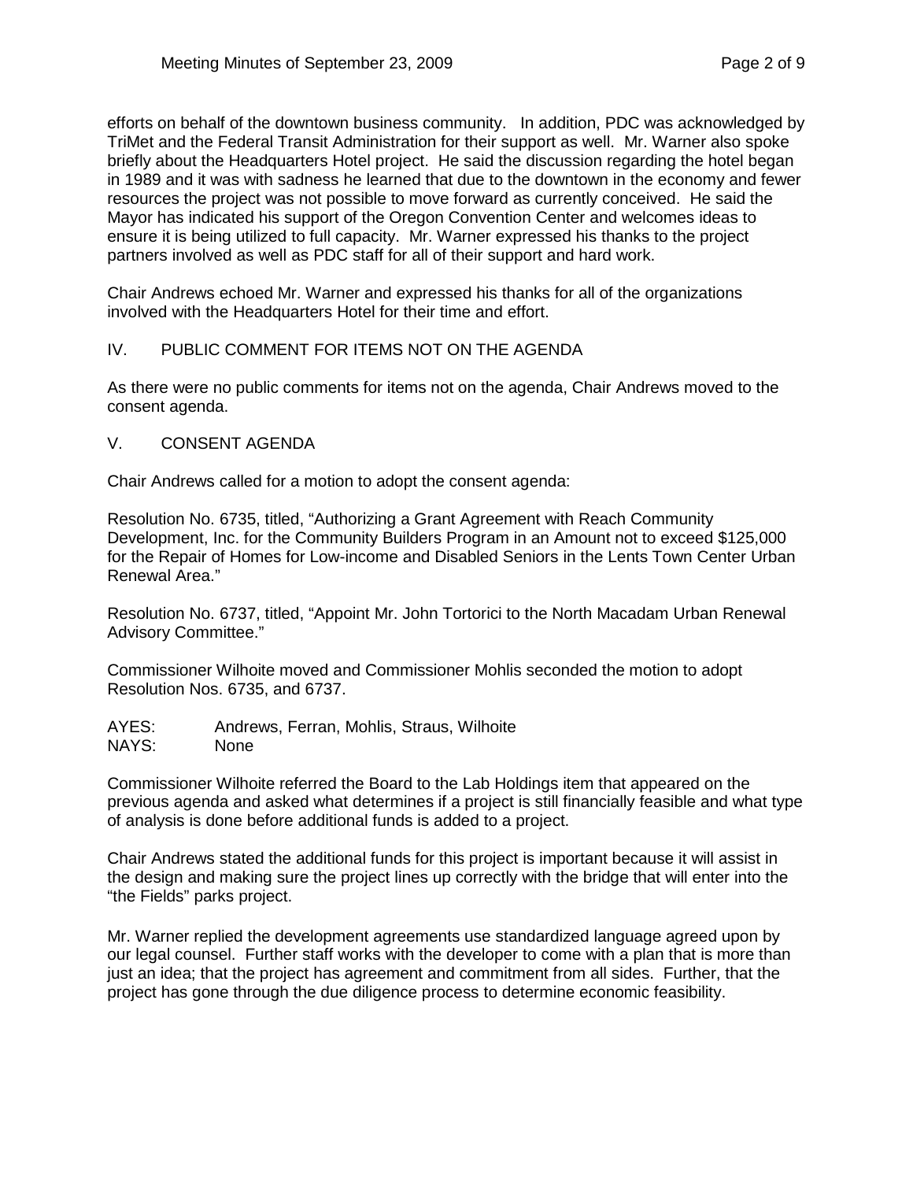efforts on behalf of the downtown business community. In addition, PDC was acknowledged by TriMet and the Federal Transit Administration for their support as well. Mr. Warner also spoke briefly about the Headquarters Hotel project. He said the discussion regarding the hotel began in 1989 and it was with sadness he learned that due to the downtown in the economy and fewer resources the project was not possible to move forward as currently conceived. He said the Mayor has indicated his support of the Oregon Convention Center and welcomes ideas to ensure it is being utilized to full capacity. Mr. Warner expressed his thanks to the project partners involved as well as PDC staff for all of their support and hard work.

Chair Andrews echoed Mr. Warner and expressed his thanks for all of the organizations involved with the Headquarters Hotel for their time and effort.

## IV. PUBLIC COMMENT FOR ITEMS NOT ON THE AGENDA

As there were no public comments for items not on the agenda, Chair Andrews moved to the consent agenda.

## V. CONSENT AGENDA

Chair Andrews called for a motion to adopt the consent agenda:

Resolution No. 6735, titled, "Authorizing a Grant Agreement with Reach Community Development, Inc. for the Community Builders Program in an Amount not to exceed $125,000 for the Repair of Homes for Low-income and Disabled Seniors in the Lents Town Center Urban Renewal Area."

Resolution No. 6737, titled, "Appoint Mr. John Tortorici to the North Macadam Urban Renewal Advisory Committee."

Commissioner Wilhoite moved and Commissioner Mohlis seconded the motion to adopt Resolution Nos. 6735, and 6737.

AYES: Andrews, Ferran, Mohlis, Straus, Wilhoite
NAYS: None

Commissioner Wilhoite referred the Board to the Lab Holdings item that appeared on the previous agenda and asked what determines if a project is still financially feasible and what type of analysis is done before additional funds is added to a project.

Chair Andrews stated the additional funds for this project is important because it will assist in the design and making sure the project lines up correctly with the bridge that will enter into the "the Fields" parks project.

Mr. Warner replied the development agreements use standardized language agreed upon by our legal counsel. Further staff works with the developer to come with a plan that is more than just an idea; that the project has agreement and commitment from all sides. Further, that the project has gone through the due diligence process to determine economic feasibility.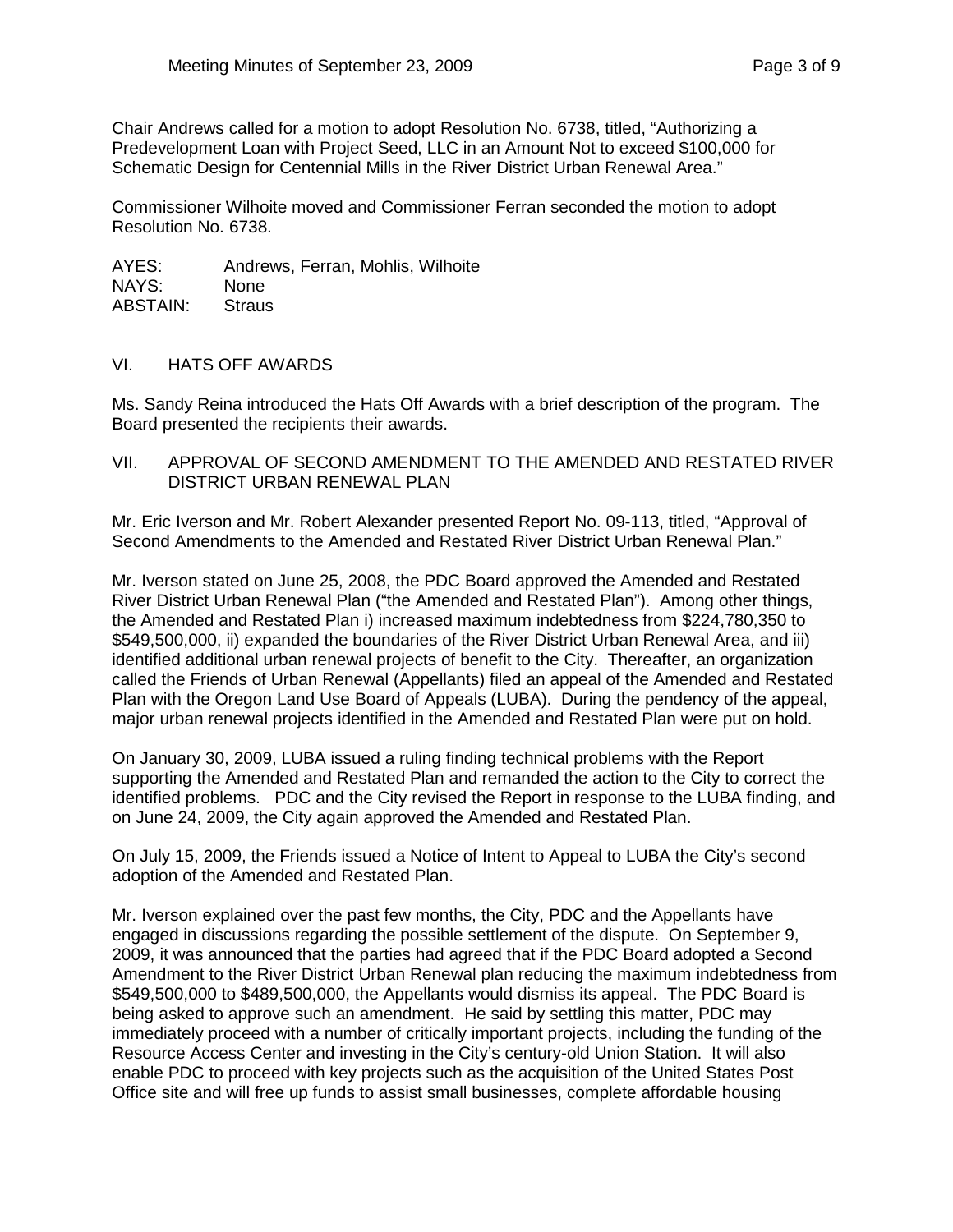Chair Andrews called for a motion to adopt Resolution No. 6738, titled, "Authorizing a Predevelopment Loan with Project Seed, LLC in an Amount Not to exceed $100,000 for Schematic Design for Centennial Mills in the River District Urban Renewal Area."

Commissioner Wilhoite moved and Commissioner Ferran seconded the motion to adopt Resolution No. 6738.

AYES: Andrews, Ferran, Mohlis, Wilhoite
NAYS: None
ABSTAIN: Straus

## VI. HATS OFF AWARDS

Ms. Sandy Reina introduced the Hats Off Awards with a brief description of the program. The Board presented the recipients their awards.

## VII. APPROVAL OF SECOND AMENDMENT TO THE AMENDED AND RESTATED RIVER DISTRICT URBAN RENEWAL PLAN

Mr. Eric Iverson and Mr. Robert Alexander presented Report No. 09-113, titled, "Approval of Second Amendments to the Amended and Restated River District Urban Renewal Plan."

Mr. Iverson stated on June 25, 2008, the PDC Board approved the Amended and Restated River District Urban Renewal Plan ("the Amended and Restated Plan"). Among other things, the Amended and Restated Plan i) increased maximum indebtedness from $224,780,350 to $549,500,000, ii) expanded the boundaries of the River District Urban Renewal Area, and iii) identified additional urban renewal projects of benefit to the City. Thereafter, an organization called the Friends of Urban Renewal (Appellants) filed an appeal of the Amended and Restated Plan with the Oregon Land Use Board of Appeals (LUBA). During the pendency of the appeal, major urban renewal projects identified in the Amended and Restated Plan were put on hold.

On January 30, 2009, LUBA issued a ruling finding technical problems with the Report supporting the Amended and Restated Plan and remanded the action to the City to correct the identified problems. PDC and the City revised the Report in response to the LUBA finding, and on June 24, 2009, the City again approved the Amended and Restated Plan.

On July 15, 2009, the Friends issued a Notice of Intent to Appeal to LUBA the City's second adoption of the Amended and Restated Plan.

Mr. Iverson explained over the past few months, the City, PDC and the Appellants have engaged in discussions regarding the possible settlement of the dispute. On September 9, 2009, it was announced that the parties had agreed that if the PDC Board adopted a Second Amendment to the River District Urban Renewal plan reducing the maximum indebtedness from $549,500,000 to $489,500,000, the Appellants would dismiss its appeal. The PDC Board is being asked to approve such an amendment. He said by settling this matter, PDC may immediately proceed with a number of critically important projects, including the funding of the Resource Access Center and investing in the City's century-old Union Station. It will also enable PDC to proceed with key projects such as the acquisition of the United States Post Office site and will free up funds to assist small businesses, complete affordable housing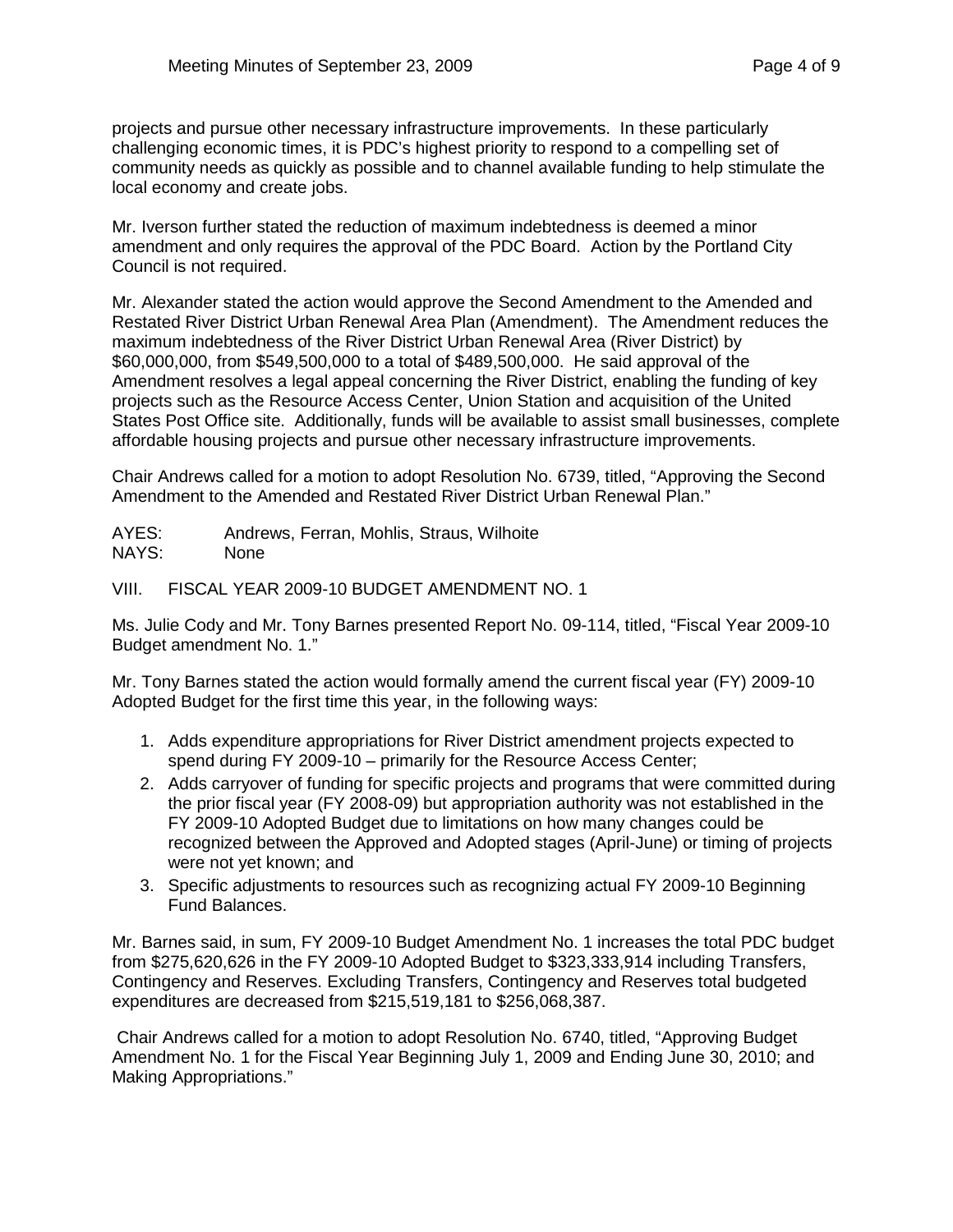projects and pursue other necessary infrastructure improvements. In these particularly challenging economic times, it is PDC's highest priority to respond to a compelling set of community needs as quickly as possible and to channel available funding to help stimulate the local economy and create jobs.

Mr. Iverson further stated the reduction of maximum indebtedness is deemed a minor amendment and only requires the approval of the PDC Board. Action by the Portland City Council is not required.

Mr. Alexander stated the action would approve the Second Amendment to the Amended and Restated River District Urban Renewal Area Plan (Amendment). The Amendment reduces the maximum indebtedness of the River District Urban Renewal Area (River District) by \$60,000,000, from \$549,500,000 to a total of \$489,500,000. He said approval of the Amendment resolves a legal appeal concerning the River District, enabling the funding of key projects such as the Resource Access Center, Union Station and acquisition of the United States Post Office site. Additionally, funds will be available to assist small businesses, complete affordable housing projects and pursue other necessary infrastructure improvements.

Chair Andrews called for a motion to adopt Resolution No. 6739, titled, "Approving the Second Amendment to the Amended and Restated River District Urban Renewal Plan."

AYES: Andrews, Ferran, Mohlis, Straus, Wilhoite
NAYS: None

VIII. FISCAL YEAR 2009-10 BUDGET AMENDMENT NO. 1

Ms. Julie Cody and Mr. Tony Barnes presented Report No. 09-114, titled, "Fiscal Year 2009-10 Budget amendment No. 1."

Mr. Tony Barnes stated the action would formally amend the current fiscal year (FY) 2009-10 Adopted Budget for the first time this year, in the following ways:

1. Adds expenditure appropriations for River District amendment projects expected to spend during FY 2009-10 – primarily for the Resource Access Center;
2. Adds carryover of funding for specific projects and programs that were committed during the prior fiscal year (FY 2008-09) but appropriation authority was not established in the FY 2009-10 Adopted Budget due to limitations on how many changes could be recognized between the Approved and Adopted stages (April-June) or timing of projects were not yet known; and
3. Specific adjustments to resources such as recognizing actual FY 2009-10 Beginning Fund Balances.

Mr. Barnes said, in sum, FY 2009-10 Budget Amendment No. 1 increases the total PDC budget from \$275,620,626 in the FY 2009-10 Adopted Budget to \$323,333,914 including Transfers, Contingency and Reserves. Excluding Transfers, Contingency and Reserves total budgeted expenditures are decreased from \$215,519,181 to \$256,068,387.

Chair Andrews called for a motion to adopt Resolution No. 6740, titled, "Approving Budget Amendment No. 1 for the Fiscal Year Beginning July 1, 2009 and Ending June 30, 2010; and Making Appropriations."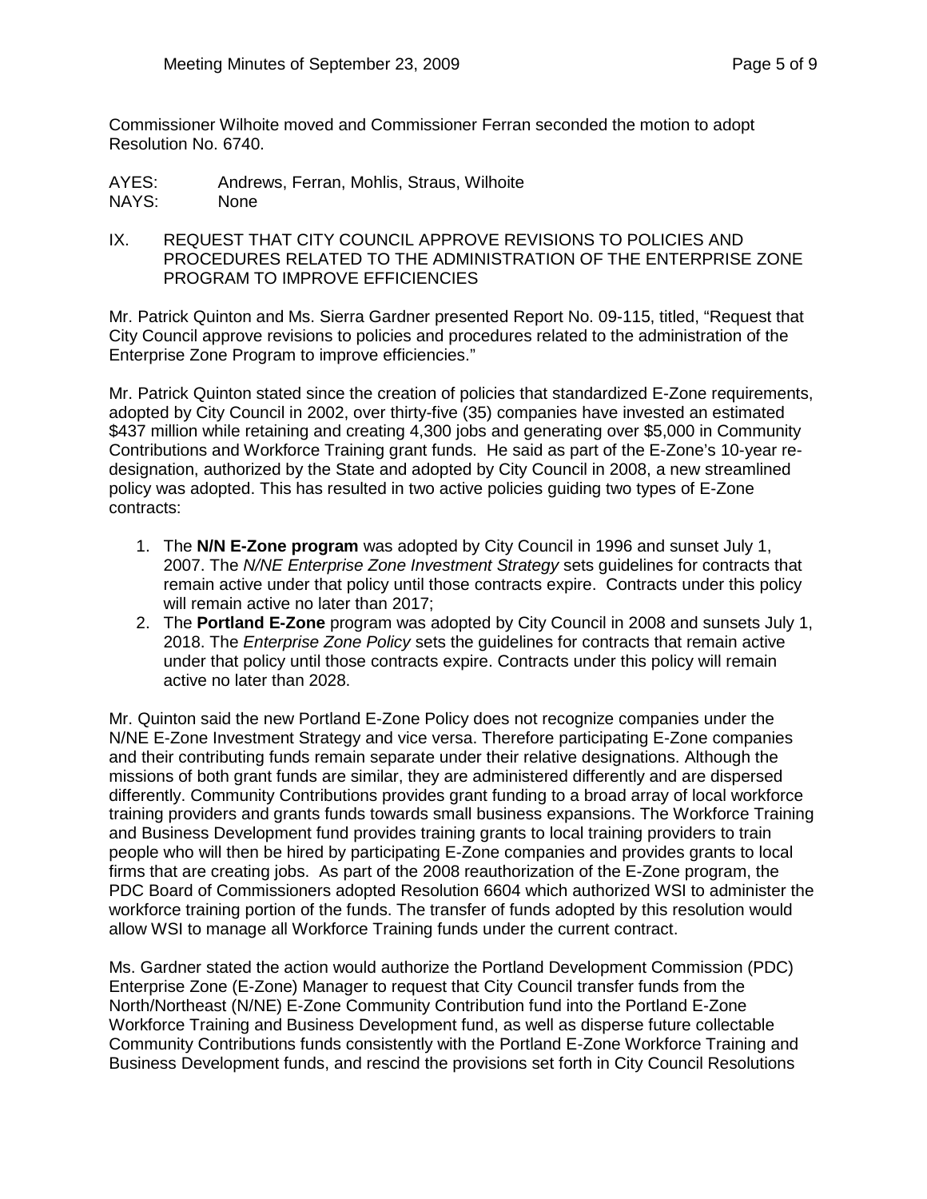Commissioner Wilhoite moved and Commissioner Ferran seconded the motion to adopt Resolution No. 6740.

AYES: Andrews, Ferran, Mohlis, Straus, Wilhoite
NAYS: None

IX. REQUEST THAT CITY COUNCIL APPROVE REVISIONS TO POLICIES AND PROCEDURES RELATED TO THE ADMINISTRATION OF THE ENTERPRISE ZONE PROGRAM TO IMPROVE EFFICIENCIES

Mr. Patrick Quinton and Ms. Sierra Gardner presented Report No. 09-115, titled, "Request that City Council approve revisions to policies and procedures related to the administration of the Enterprise Zone Program to improve efficiencies."

Mr. Patrick Quinton stated since the creation of policies that standardized E-Zone requirements, adopted by City Council in 2002, over thirty-five (35) companies have invested an estimated \$437 million while retaining and creating 4,300 jobs and generating over \$5,000 in Community Contributions and Workforce Training grant funds. He said as part of the E-Zone's 10-year re-designation, authorized by the State and adopted by City Council in 2008, a new streamlined policy was adopted. This has resulted in two active policies guiding two types of E-Zone contracts:

1. The **N/N E-Zone program** was adopted by City Council in 1996 and sunset July 1, 2007. The *N/NE Enterprise Zone Investment Strategy* sets guidelines for contracts that remain active under that policy until those contracts expire. Contracts under this policy will remain active no later than 2017;
2. The **Portland E-Zone** program was adopted by City Council in 2008 and sunsets July 1, 2018. The *Enterprise Zone Policy* sets the guidelines for contracts that remain active under that policy until those contracts expire. Contracts under this policy will remain active no later than 2028.

Mr. Quinton said the new Portland E-Zone Policy does not recognize companies under the N/NE E-Zone Investment Strategy and vice versa. Therefore participating E-Zone companies and their contributing funds remain separate under their relative designations. Although the missions of both grant funds are similar, they are administered differently and are dispersed differently. Community Contributions provides grant funding to a broad array of local workforce training providers and grants funds towards small business expansions. The Workforce Training and Business Development fund provides training grants to local training providers to train people who will then be hired by participating E-Zone companies and provides grants to local firms that are creating jobs. As part of the 2008 reauthorization of the E-Zone program, the PDC Board of Commissioners adopted Resolution 6604 which authorized WSI to administer the workforce training portion of the funds. The transfer of funds adopted by this resolution would allow WSI to manage all Workforce Training funds under the current contract.

Ms. Gardner stated the action would authorize the Portland Development Commission (PDC) Enterprise Zone (E-Zone) Manager to request that City Council transfer funds from the North/Northeast (N/NE) E-Zone Community Contribution fund into the Portland E-Zone Workforce Training and Business Development fund, as well as disperse future collectable Community Contributions funds consistently with the Portland E-Zone Workforce Training and Business Development funds, and rescind the provisions set forth in City Council Resolutions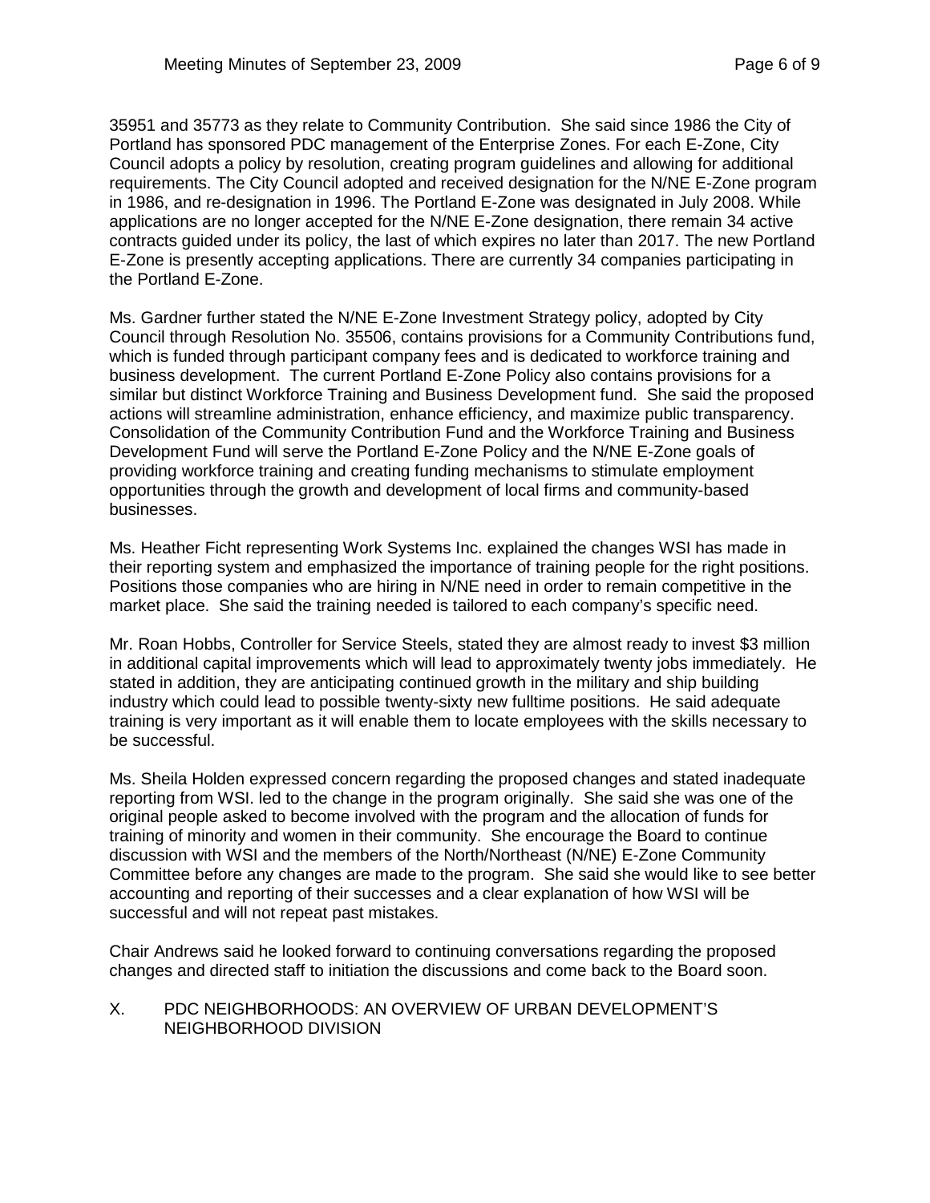35951 and 35773 as they relate to Community Contribution. She said since 1986 the City of Portland has sponsored PDC management of the Enterprise Zones. For each E-Zone, City Council adopts a policy by resolution, creating program guidelines and allowing for additional requirements. The City Council adopted and received designation for the N/NE E-Zone program in 1986, and re-designation in 1996. The Portland E-Zone was designated in July 2008. While applications are no longer accepted for the N/NE E-Zone designation, there remain 34 active contracts guided under its policy, the last of which expires no later than 2017. The new Portland E-Zone is presently accepting applications. There are currently 34 companies participating in the Portland E-Zone.

Ms. Gardner further stated the N/NE E-Zone Investment Strategy policy, adopted by City Council through Resolution No. 35506, contains provisions for a Community Contributions fund, which is funded through participant company fees and is dedicated to workforce training and business development. The current Portland E-Zone Policy also contains provisions for a similar but distinct Workforce Training and Business Development fund. She said the proposed actions will streamline administration, enhance efficiency, and maximize public transparency. Consolidation of the Community Contribution Fund and the Workforce Training and Business Development Fund will serve the Portland E-Zone Policy and the N/NE E-Zone goals of providing workforce training and creating funding mechanisms to stimulate employment opportunities through the growth and development of local firms and community-based businesses.

Ms. Heather Ficht representing Work Systems Inc. explained the changes WSI has made in their reporting system and emphasized the importance of training people for the right positions. Positions those companies who are hiring in N/NE need in order to remain competitive in the market place. She said the training needed is tailored to each company's specific need.

Mr. Roan Hobbs, Controller for Service Steels, stated they are almost ready to invest $3 million in additional capital improvements which will lead to approximately twenty jobs immediately. He stated in addition, they are anticipating continued growth in the military and ship building industry which could lead to possible twenty-sixty new fulltime positions. He said adequate training is very important as it will enable them to locate employees with the skills necessary to be successful.

Ms. Sheila Holden expressed concern regarding the proposed changes and stated inadequate reporting from WSI. led to the change in the program originally. She said she was one of the original people asked to become involved with the program and the allocation of funds for training of minority and women in their community. She encourage the Board to continue discussion with WSI and the members of the North/Northeast (N/NE) E-Zone Community Committee before any changes are made to the program. She said she would like to see better accounting and reporting of their successes and a clear explanation of how WSI will be successful and will not repeat past mistakes.

Chair Andrews said he looked forward to continuing conversations regarding the proposed changes and directed staff to initiation the discussions and come back to the Board soon.

## X. PDC NEIGHBORHOODS: AN OVERVIEW OF URBAN DEVELOPMENT'S NEIGHBORHOOD DIVISION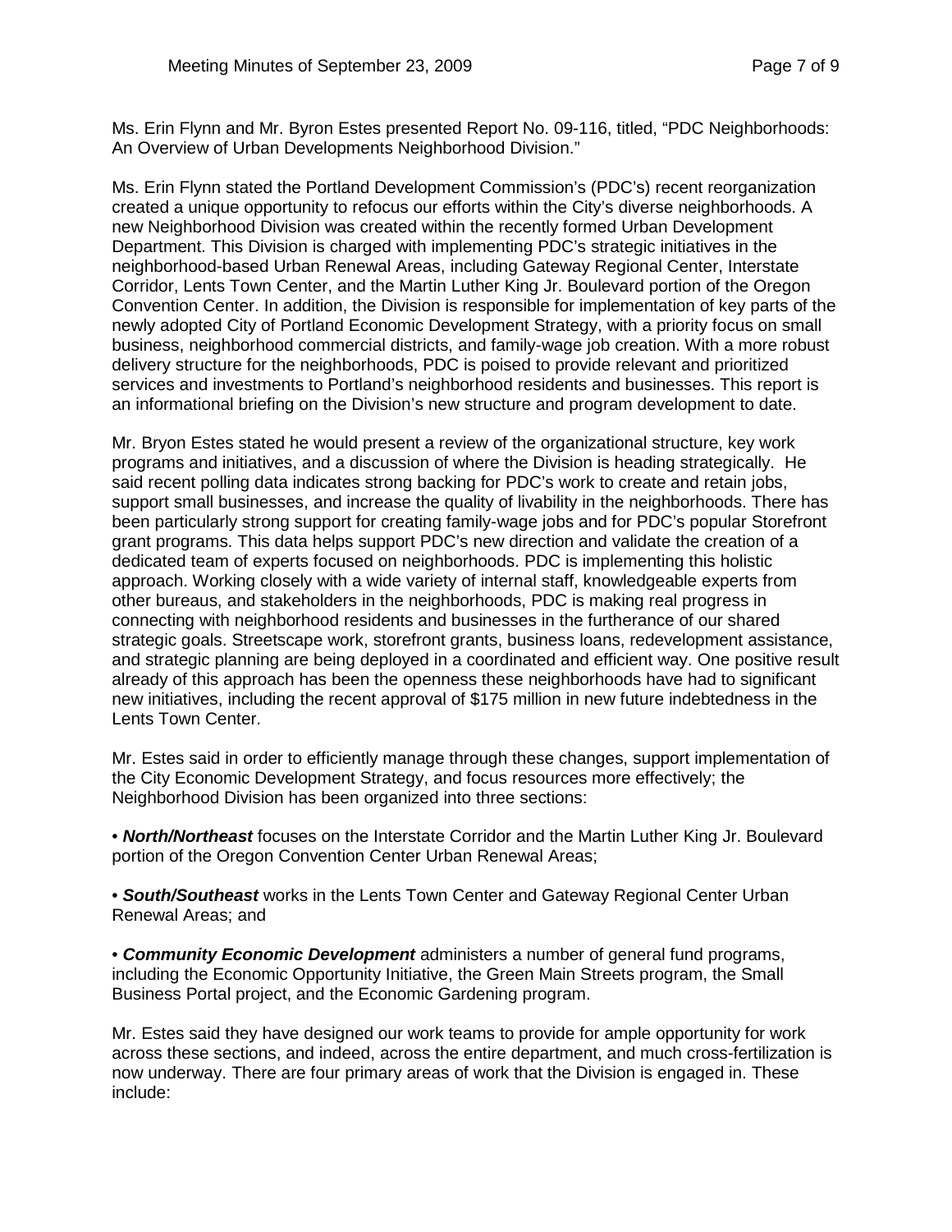Ms. Erin Flynn and Mr. Byron Estes presented Report No. 09-116, titled, "PDC Neighborhoods: An Overview of Urban Developments Neighborhood Division."

Ms. Erin Flynn stated the Portland Development Commission's (PDC's) recent reorganization created a unique opportunity to refocus our efforts within the City's diverse neighborhoods. A new Neighborhood Division was created within the recently formed Urban Development Department. This Division is charged with implementing PDC's strategic initiatives in the neighborhood-based Urban Renewal Areas, including Gateway Regional Center, Interstate Corridor, Lents Town Center, and the Martin Luther King Jr. Boulevard portion of the Oregon Convention Center. In addition, the Division is responsible for implementation of key parts of the newly adopted City of Portland Economic Development Strategy, with a priority focus on small business, neighborhood commercial districts, and family-wage job creation. With a more robust delivery structure for the neighborhoods, PDC is poised to provide relevant and prioritized services and investments to Portland's neighborhood residents and businesses. This report is an informational briefing on the Division's new structure and program development to date.

Mr. Bryon Estes stated he would present a review of the organizational structure, key work programs and initiatives, and a discussion of where the Division is heading strategically. He said recent polling data indicates strong backing for PDC's work to create and retain jobs, support small businesses, and increase the quality of livability in the neighborhoods. There has been particularly strong support for creating family-wage jobs and for PDC's popular Storefront grant programs. This data helps support PDC's new direction and validate the creation of a dedicated team of experts focused on neighborhoods. PDC is implementing this holistic approach. Working closely with a wide variety of internal staff, knowledgeable experts from other bureaus, and stakeholders in the neighborhoods, PDC is making real progress in connecting with neighborhood residents and businesses in the furtherance of our shared strategic goals. Streetscape work, storefront grants, business loans, redevelopment assistance, and strategic planning are being deployed in a coordinated and efficient way. One positive result already of this approach has been the openness these neighborhoods have had to significant new initiatives, including the recent approval of $175 million in new future indebtedness in the Lents Town Center.

Mr. Estes said in order to efficiently manage through these changes, support implementation of the City Economic Development Strategy, and focus resources more effectively; the Neighborhood Division has been organized into three sections:

- ***North/Northeast*** focuses on the Interstate Corridor and the Martin Luther King Jr. Boulevard portion of the Oregon Convention Center Urban Renewal Areas;

- ***South/Southeast*** works in the Lents Town Center and Gateway Regional Center Urban Renewal Areas; and

- ***Community Economic Development*** administers a number of general fund programs, including the Economic Opportunity Initiative, the Green Main Streets program, the Small Business Portal project, and the Economic Gardening program.

Mr. Estes said they have designed our work teams to provide for ample opportunity for work across these sections, and indeed, across the entire department, and much cross-fertilization is now underway. There are four primary areas of work that the Division is engaged in. These include: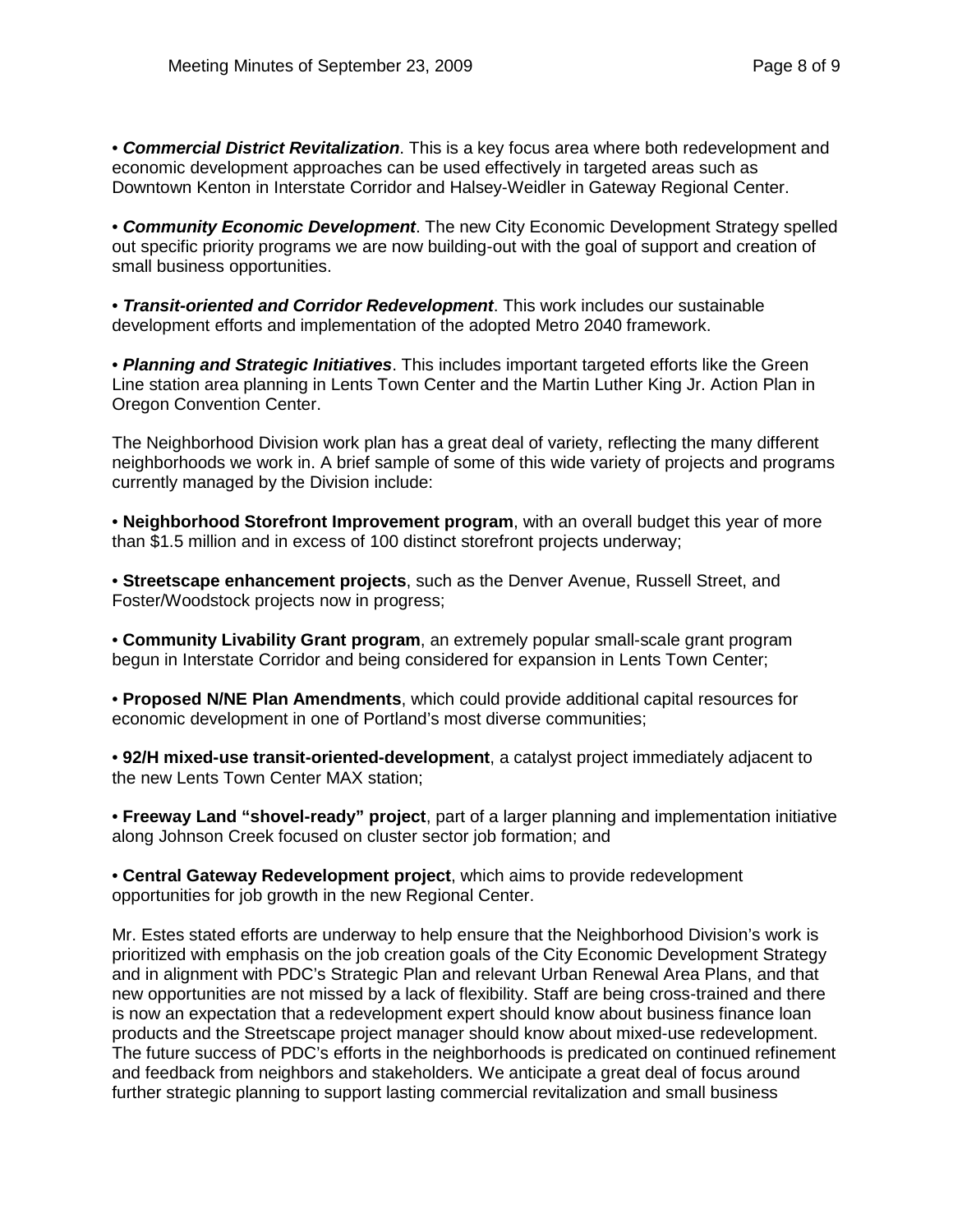• ***Commercial District Revitalization***. This is a key focus area where both redevelopment and economic development approaches can be used effectively in targeted areas such as Downtown Kenton in Interstate Corridor and Halsey-Weidler in Gateway Regional Center.

• ***Community Economic Development***. The new City Economic Development Strategy spelled out specific priority programs we are now building-out with the goal of support and creation of small business opportunities.

• ***Transit-oriented and Corridor Redevelopment***. This work includes our sustainable development efforts and implementation of the adopted Metro 2040 framework.

• ***Planning and Strategic Initiatives***. This includes important targeted efforts like the Green Line station area planning in Lents Town Center and the Martin Luther King Jr. Action Plan in Oregon Convention Center.

The Neighborhood Division work plan has a great deal of variety, reflecting the many different neighborhoods we work in. A brief sample of some of this wide variety of projects and programs currently managed by the Division include:

• **Neighborhood Storefront Improvement program**, with an overall budget this year of more than $1.5 million and in excess of 100 distinct storefront projects underway;

• **Streetscape enhancement projects**, such as the Denver Avenue, Russell Street, and Foster/Woodstock projects now in progress;

• **Community Livability Grant program**, an extremely popular small-scale grant program begun in Interstate Corridor and being considered for expansion in Lents Town Center;

• **Proposed N/NE Plan Amendments**, which could provide additional capital resources for economic development in one of Portland's most diverse communities;

• **92/H mixed-use transit-oriented-development**, a catalyst project immediately adjacent to the new Lents Town Center MAX station;

• **Freeway Land "shovel-ready" project**, part of a larger planning and implementation initiative along Johnson Creek focused on cluster sector job formation; and

• **Central Gateway Redevelopment project**, which aims to provide redevelopment opportunities for job growth in the new Regional Center.

Mr. Estes stated efforts are underway to help ensure that the Neighborhood Division's work is prioritized with emphasis on the job creation goals of the City Economic Development Strategy and in alignment with PDC's Strategic Plan and relevant Urban Renewal Area Plans, and that new opportunities are not missed by a lack of flexibility. Staff are being cross-trained and there is now an expectation that a redevelopment expert should know about business finance loan products and the Streetscape project manager should know about mixed-use redevelopment. The future success of PDC's efforts in the neighborhoods is predicated on continued refinement and feedback from neighbors and stakeholders. We anticipate a great deal of focus around further strategic planning to support lasting commercial revitalization and small business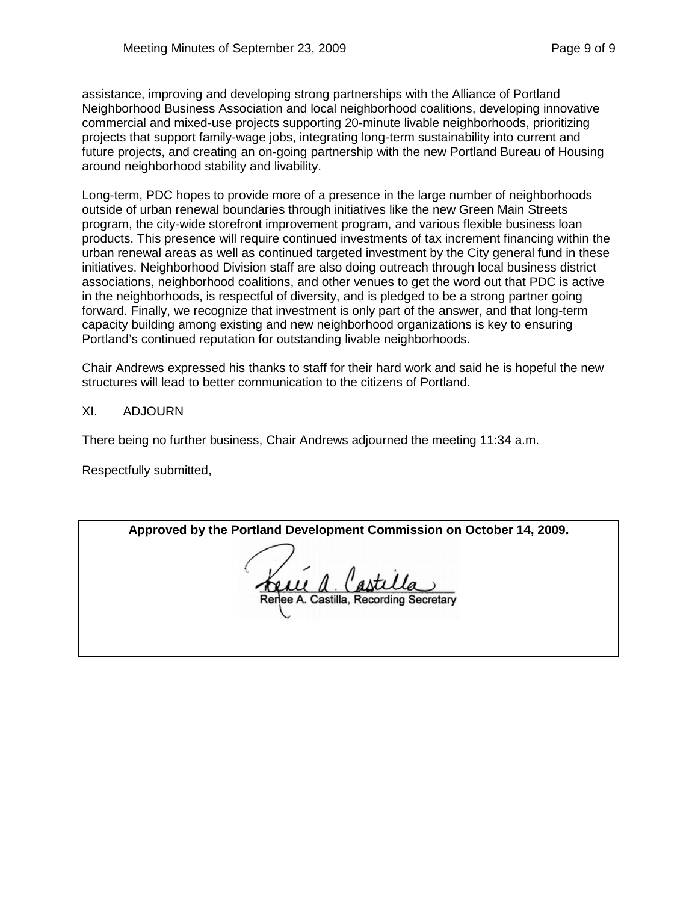assistance, improving and developing strong partnerships with the Alliance of Portland Neighborhood Business Association and local neighborhood coalitions, developing innovative commercial and mixed-use projects supporting 20-minute livable neighborhoods, prioritizing projects that support family-wage jobs, integrating long-term sustainability into current and future projects, and creating an on-going partnership with the new Portland Bureau of Housing around neighborhood stability and livability.

Long-term, PDC hopes to provide more of a presence in the large number of neighborhoods outside of urban renewal boundaries through initiatives like the new Green Main Streets program, the city-wide storefront improvement program, and various flexible business loan products. This presence will require continued investments of tax increment financing within the urban renewal areas as well as continued targeted investment by the City general fund in these initiatives. Neighborhood Division staff are also doing outreach through local business district associations, neighborhood coalitions, and other venues to get the word out that PDC is active in the neighborhoods, is respectful of diversity, and is pledged to be a strong partner going forward. Finally, we recognize that investment is only part of the answer, and that long-term capacity building among existing and new neighborhood organizations is key to ensuring Portland's continued reputation for outstanding livable neighborhoods.

Chair Andrews expressed his thanks to staff for their hard work and said he is hopeful the new structures will lead to better communication to the citizens of Portland.

## XI. ADJOURN

There being no further business, Chair Andrews adjourned the meeting 11:34 a.m.

Respectfully submitted,

**Approved by the Portland Development Commission on October 14, 2009.**

Renee A. Castilla, Recording Secretary